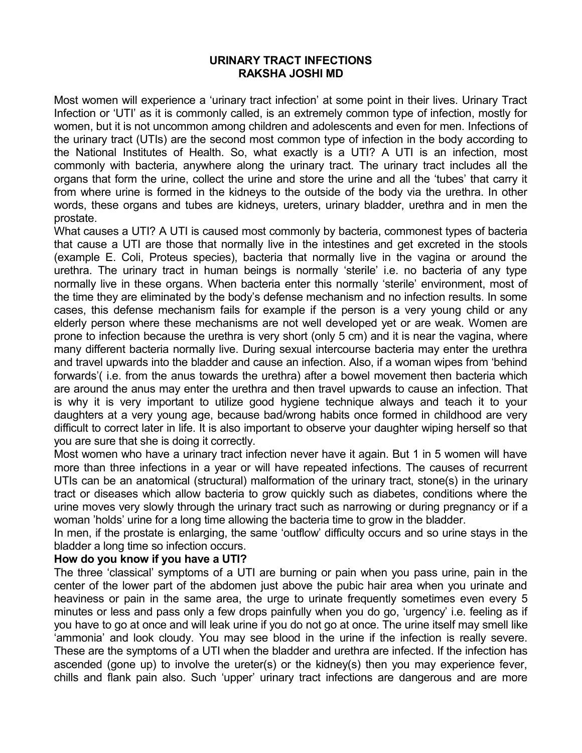# URINARY TRACT INFECTIONS
## RAKSHA JOSHI MD

Most women will experience a 'urinary tract infection' at some point in their lives. Urinary Tract Infection or 'UTI' as it is commonly called, is an extremely common type of infection, mostly for women, but it is not uncommon among children and adolescents and even for men. Infections of the urinary tract (UTIs) are the second most common type of infection in the body according to the National Institutes of Health. So, what exactly is a UTI? A UTI is an infection, most commonly with bacteria, anywhere along the urinary tract. The urinary tract includes all the organs that form the urine, collect the urine and store the urine and all the 'tubes' that carry it from where urine is formed in the kidneys to the outside of the body via the urethra. In other words, these organs and tubes are kidneys, ureters, urinary bladder, urethra and in men the prostate.

What causes a UTI? A UTI is caused most commonly by bacteria, commonest types of bacteria that cause a UTI are those that normally live in the intestines and get excreted in the stools (example E. Coli, Proteus species), bacteria that normally live in the vagina or around the urethra. The urinary tract in human beings is normally 'sterile' i.e. no bacteria of any type normally live in these organs. When bacteria enter this normally 'sterile' environment, most of the time they are eliminated by the body's defense mechanism and no infection results. In some cases, this defense mechanism fails for example if the person is a very young child or any elderly person where these mechanisms are not well developed yet or are weak. Women are prone to infection because the urethra is very short (only 5 cm) and it is near the vagina, where many different bacteria normally live. During sexual intercourse bacteria may enter the urethra and travel upwards into the bladder and cause an infection. Also, if a woman wipes from 'behind forwards'( i.e. from the anus towards the urethra) after a bowel movement then bacteria which are around the anus may enter the urethra and then travel upwards to cause an infection. That is why it is very important to utilize good hygiene technique always and teach it to your daughters at a very young age, because bad/wrong habits once formed in childhood are very difficult to correct later in life. It is also important to observe your daughter wiping herself so that you are sure that she is doing it correctly.

Most women who have a urinary tract infection never have it again. But 1 in 5 women will have more than three infections in a year or will have repeated infections. The causes of recurrent UTIs can be an anatomical (structural) malformation of the urinary tract, stone(s) in the urinary tract or diseases which allow bacteria to grow quickly such as diabetes, conditions where the urine moves very slowly through the urinary tract such as narrowing or during pregnancy or if a woman 'holds' urine for a long time allowing the bacteria time to grow in the bladder.

In men, if the prostate is enlarging, the same 'outflow' difficulty occurs and so urine stays in the bladder a long time so infection occurs.

**How do you know if you have a UTI?**

The three 'classical' symptoms of a UTI are burning or pain when you pass urine, pain in the center of the lower part of the abdomen just above the pubic hair area when you urinate and heaviness or pain in the same area, the urge to urinate frequently sometimes even every 5 minutes or less and pass only a few drops painfully when you do go, 'urgency' i.e. feeling as if you have to go at once and will leak urine if you do not go at once. The urine itself may smell like 'ammonia' and look cloudy. You may see blood in the urine if the infection is really severe. These are the symptoms of a UTI when the bladder and urethra are infected. If the infection has ascended (gone up) to involve the ureter(s) or the kidney(s) then you may experience fever, chills and flank pain also. Such 'upper' urinary tract infections are dangerous and are more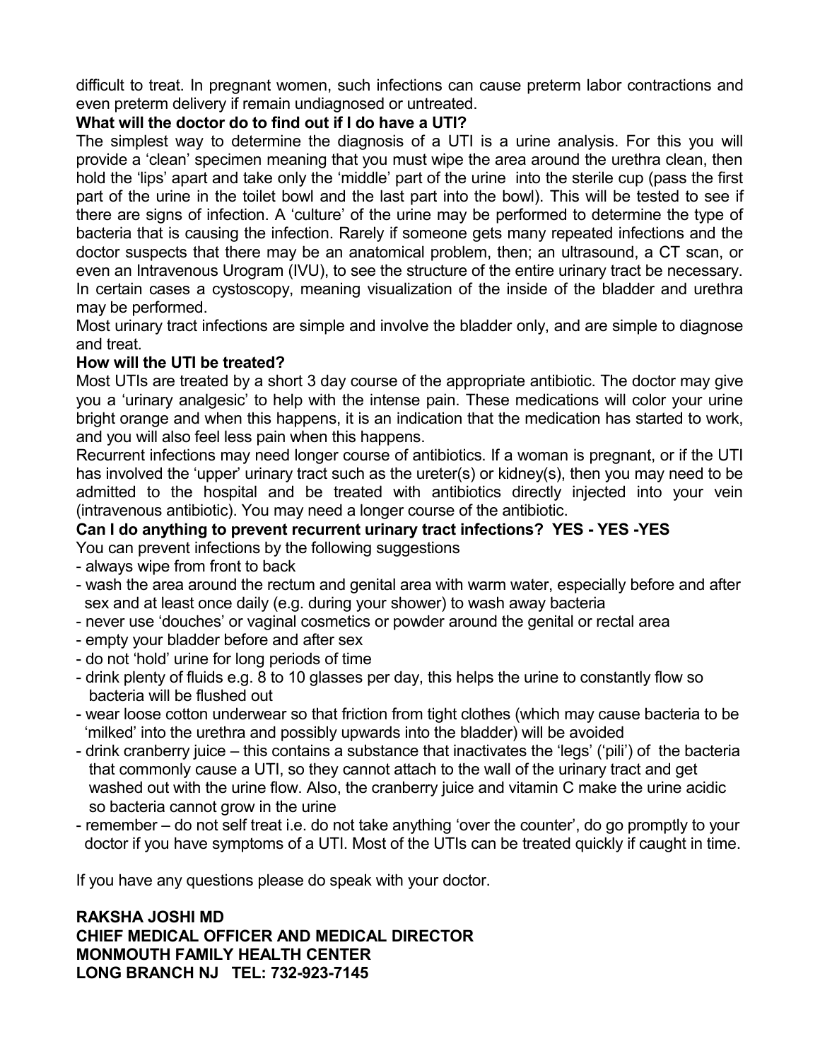difficult to treat. In pregnant women, such infections can cause preterm labor contractions and even preterm delivery if remain undiagnosed or untreated.

**What will the doctor do to find out if I do have a UTI?**

The simplest way to determine the diagnosis of a UTI is a urine analysis. For this you will provide a 'clean' specimen meaning that you must wipe the area around the urethra clean, then hold the 'lips' apart and take only the 'middle' part of the urine into the sterile cup (pass the first part of the urine in the toilet bowl and the last part into the bowl). This will be tested to see if there are signs of infection. A 'culture' of the urine may be performed to determine the type of bacteria that is causing the infection. Rarely if someone gets many repeated infections and the doctor suspects that there may be an anatomical problem, then; an ultrasound, a CT scan, or even an Intravenous Urogram (IVU), to see the structure of the entire urinary tract be necessary. In certain cases a cystoscopy, meaning visualization of the inside of the bladder and urethra may be performed.

Most urinary tract infections are simple and involve the bladder only, and are simple to diagnose and treat.

**How will the UTI be treated?**

Most UTIs are treated by a short 3 day course of the appropriate antibiotic. The doctor may give you a 'urinary analgesic' to help with the intense pain. These medications will color your urine bright orange and when this happens, it is an indication that the medication has started to work, and you will also feel less pain when this happens.

Recurrent infections may need longer course of antibiotics. If a woman is pregnant, or if the UTI has involved the 'upper' urinary tract such as the ureter(s) or kidney(s), then you may need to be admitted to the hospital and be treated with antibiotics directly injected into your vein (intravenous antibiotic). You may need a longer course of the antibiotic.

**Can I do anything to prevent recurrent urinary tract infections? YES - YES -YES**

You can prevent infections by the following suggestions

- always wipe from front to back
- wash the area around the rectum and genital area with warm water, especially before and after sex and at least once daily (e.g. during your shower) to wash away bacteria
- never use 'douches' or vaginal cosmetics or powder around the genital or rectal area
- empty your bladder before and after sex
- do not 'hold' urine for long periods of time
- drink plenty of fluids e.g. 8 to 10 glasses per day, this helps the urine to constantly flow so bacteria will be flushed out
- wear loose cotton underwear so that friction from tight clothes (which may cause bacteria to be 'milked' into the urethra and possibly upwards into the bladder) will be avoided
- drink cranberry juice – this contains a substance that inactivates the 'legs' ('pili') of the bacteria that commonly cause a UTI, so they cannot attach to the wall of the urinary tract and get washed out with the urine flow. Also, the cranberry juice and vitamin C make the urine acidic so bacteria cannot grow in the urine
- remember – do not self treat i.e. do not take anything 'over the counter', do go promptly to your doctor if you have symptoms of a UTI. Most of the UTIs can be treated quickly if caught in time.

If you have any questions please do speak with your doctor.

**RAKSHA JOSHI MD**
**CHIEF MEDICAL OFFICER AND MEDICAL DIRECTOR**
**MONMOUTH FAMILY HEALTH CENTER**
**LONG BRANCH NJ TEL: 732-923-7145**